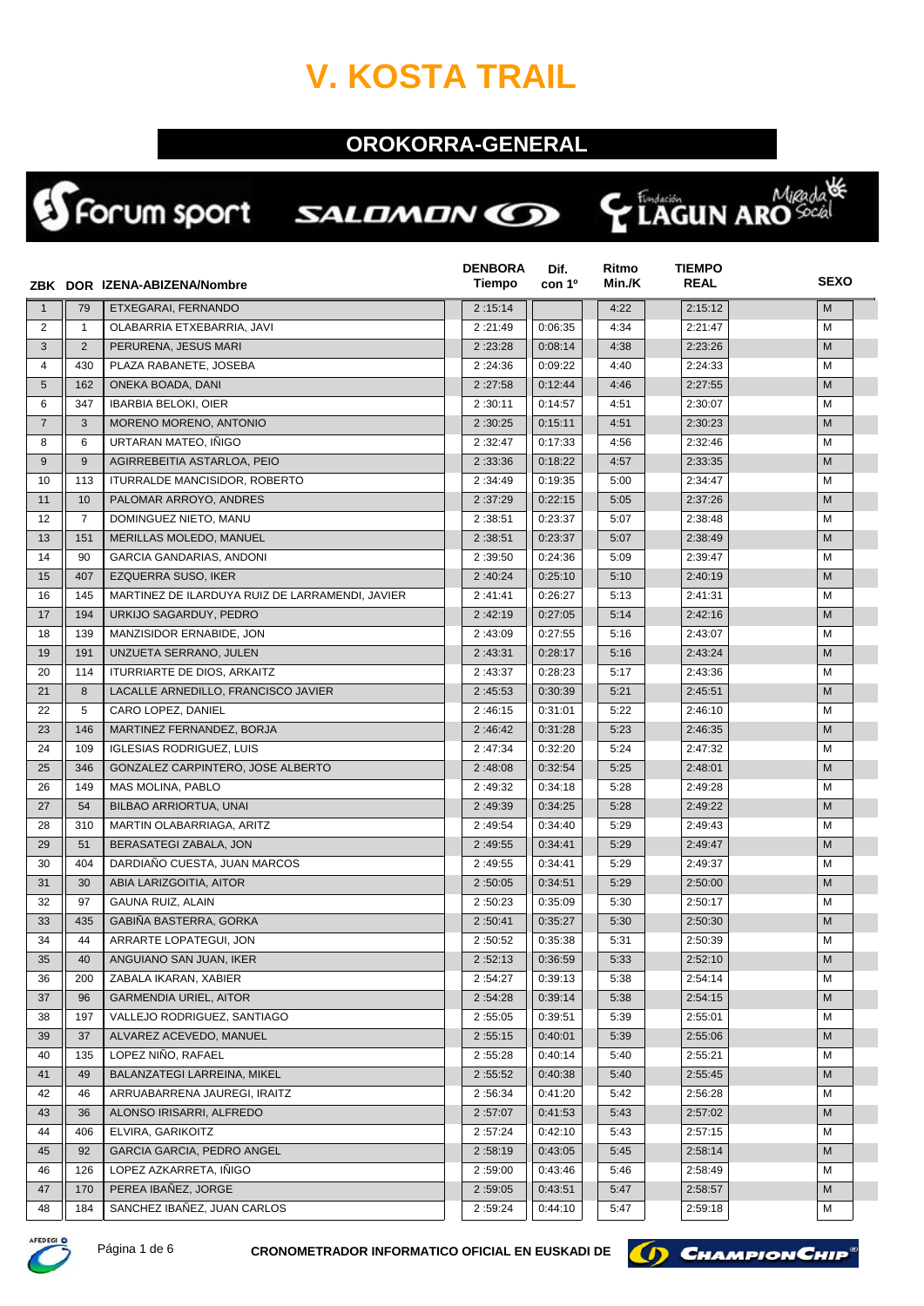# V. KOSTA TRAIL

## OROKORRA-GENERAL

| ZBK | DOR | IZENA-ABIZENA/Nombre | DENBORA Tiempo | Dif. con 1º | Ritmo Min./K | TIEMPO REAL | SEXO |
|---|---|---|---|---|---|---|---|
| 1 | 79 | ETXEGARAI, FERNANDO | 2 :15:14 | | 4:22 | 2:15:12 | M |
| 2 | 1 | OLABARRIA ETXEBARRIA, JAVI | 2 :21:49 | 0:06:35 | 4:34 | 2:21:47 | M |
| 3 | 2 | PERURENA, JESUS MARI | 2 :23:28 | 0:08:14 | 4:38 | 2:23:26 | M |
| 4 | 430 | PLAZA RABANETE, JOSEBA | 2 :24:36 | 0:09:22 | 4:40 | 2:24:33 | M |
| 5 | 162 | ONEKA BOADA, DANI | 2 :27:58 | 0:12:44 | 4:46 | 2:27:55 | M |
| 6 | 347 | IBARBIA BELOKI, OIER | 2 :30:11 | 0:14:57 | 4:51 | 2:30:07 | M |
| 7 | 3 | MORENO MORENO, ANTONIO | 2 :30:25 | 0:15:11 | 4:51 | 2:30:23 | M |
| 8 | 6 | URTARAN MATEO, IÑIGO | 2 :32:47 | 0:17:33 | 4:56 | 2:32:46 | M |
| 9 | 9 | AGIRREBEITIA ASTARLOA, PEIO | 2 :33:36 | 0:18:22 | 4:57 | 2:33:35 | M |
| 10 | 113 | ITURRALDE MANCISIDOR, ROBERTO | 2 :34:49 | 0:19:35 | 5:00 | 2:34:47 | M |
| 11 | 10 | PALOMAR ARROYO, ANDRES | 2 :37:29 | 0:22:15 | 5:05 | 2:37:26 | M |
| 12 | 7 | DOMINGUEZ NIETO, MANU | 2 :38:51 | 0:23:37 | 5:07 | 2:38:48 | M |
| 13 | 151 | MERILLAS MOLEDO, MANUEL | 2 :38:51 | 0:23:37 | 5:07 | 2:38:49 | M |
| 14 | 90 | GARCIA GANDARIAS, ANDONI | 2 :39:50 | 0:24:36 | 5:09 | 2:39:47 | M |
| 15 | 407 | EZQUERRA SUSO, IKER | 2 :40:24 | 0:25:10 | 5:10 | 2:40:19 | M |
| 16 | 145 | MARTINEZ DE ILARDUYA RUIZ DE LARRAMENDI, JAVIER | 2 :41:41 | 0:26:27 | 5:13 | 2:41:31 | M |
| 17 | 194 | URKIJO SAGARDUY, PEDRO | 2 :42:19 | 0:27:05 | 5:14 | 2:42:16 | M |
| 18 | 139 | MANZISIDOR ERNABIDE, JON | 2 :43:09 | 0:27:55 | 5:16 | 2:43:07 | M |
| 19 | 191 | UNZUETA SERRANO, JULEN | 2 :43:31 | 0:28:17 | 5:16 | 2:43:24 | M |
| 20 | 114 | ITURRIARTE DE DIOS, ARKAITZ | 2 :43:37 | 0:28:23 | 5:17 | 2:43:36 | M |
| 21 | 8 | LACALLE ARNEDILLO, FRANCISCO JAVIER | 2 :45:53 | 0:30:39 | 5:21 | 2:45:51 | M |
| 22 | 5 | CARO LOPEZ, DANIEL | 2 :46:15 | 0:31:01 | 5:22 | 2:46:10 | M |
| 23 | 146 | MARTINEZ FERNANDEZ, BORJA | 2 :46:42 | 0:31:28 | 5:23 | 2:46:35 | M |
| 24 | 109 | IGLESIAS RODRIGUEZ, LUIS | 2 :47:34 | 0:32:20 | 5:24 | 2:47:32 | M |
| 25 | 346 | GONZALEZ CARPINTERO, JOSE ALBERTO | 2 :48:08 | 0:32:54 | 5:25 | 2:48:01 | M |
| 26 | 149 | MAS MOLINA, PABLO | 2 :49:32 | 0:34:18 | 5:28 | 2:49:28 | M |
| 27 | 54 | BILBAO ARRIORTUA, UNAI | 2 :49:39 | 0:34:25 | 5:28 | 2:49:22 | M |
| 28 | 310 | MARTIN OLABARRIAGA, ARITZ | 2 :49:54 | 0:34:40 | 5:29 | 2:49:43 | M |
| 29 | 51 | BERASATEGI ZABALA, JON | 2 :49:55 | 0:34:41 | 5:29 | 2:49:47 | M |
| 30 | 404 | DARDIAÑO CUESTA, JUAN MARCOS | 2 :49:55 | 0:34:41 | 5:29 | 2:49:37 | M |
| 31 | 30 | ABIA LARIZGOITIA, AITOR | 2 :50:05 | 0:34:51 | 5:29 | 2:50:00 | M |
| 32 | 97 | GAUNA RUIZ, ALAIN | 2 :50:23 | 0:35:09 | 5:30 | 2:50:17 | M |
| 33 | 435 | GABIÑA BASTERRA, GORKA | 2 :50:41 | 0:35:27 | 5:30 | 2:50:30 | M |
| 34 | 44 | ARRARTE LOPATEGUI, JON | 2 :50:52 | 0:35:38 | 5:31 | 2:50:39 | M |
| 35 | 40 | ANGUIANO SAN JUAN, IKER | 2 :52:13 | 0:36:59 | 5:33 | 2:52:10 | M |
| 36 | 200 | ZABALA IKARAN, XABIER | 2 :54:27 | 0:39:13 | 5:38 | 2:54:14 | M |
| 37 | 96 | GARMENDIA URIEL, AITOR | 2 :54:28 | 0:39:14 | 5:38 | 2:54:15 | M |
| 38 | 197 | VALLEJO RODRIGUEZ, SANTIAGO | 2 :55:05 | 0:39:51 | 5:39 | 2:55:01 | M |
| 39 | 37 | ALVAREZ ACEVEDO, MANUEL | 2 :55:15 | 0:40:01 | 5:39 | 2:55:06 | M |
| 40 | 135 | LOPEZ NIÑO, RAFAEL | 2 :55:28 | 0:40:14 | 5:40 | 2:55:21 | M |
| 41 | 49 | BALANZATEGI LARREINA, MIKEL | 2 :55:52 | 0:40:38 | 5:40 | 2:55:45 | M |
| 42 | 46 | ARRUABARRENA JAUREGI, IRAITZ | 2 :56:34 | 0:41:20 | 5:42 | 2:56:28 | M |
| 43 | 36 | ALONSO IRISARRI, ALFREDO | 2 :57:07 | 0:41:53 | 5:43 | 2:57:02 | M |
| 44 | 406 | ELVIRA, GARIKOITZ | 2 :57:24 | 0:42:10 | 5:43 | 2:57:15 | M |
| 45 | 92 | GARCIA GARCIA, PEDRO ANGEL | 2 :58:19 | 0:43:05 | 5:45 | 2:58:14 | M |
| 46 | 126 | LOPEZ AZKARRETA, IÑIGO | 2 :59:00 | 0:43:46 | 5:46 | 2:58:49 | M |
| 47 | 170 | PEREA IBAÑEZ, JORGE | 2 :59:05 | 0:43:51 | 5:47 | 2:58:57 | M |
| 48 | 184 | SANCHEZ IBAÑEZ, JUAN CARLOS | 2 :59:24 | 0:44:10 | 5:47 | 2:59:18 | M |

CRONOMETRADOR INFORMATICO OFICIAL EN EUSKADI DE CHAMPIONCHIP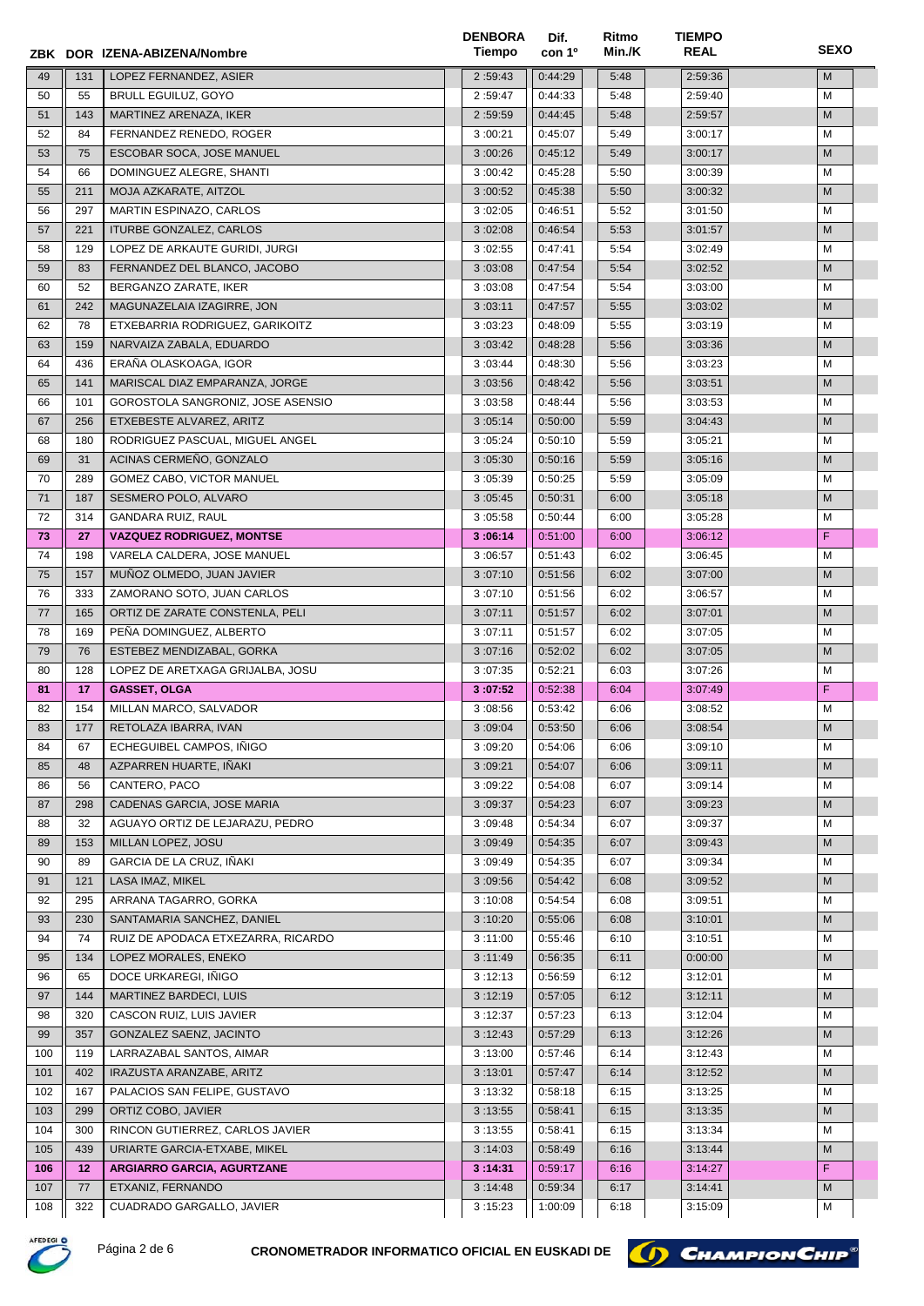| ZBK | DOR | IZENA-ABIZENA/Nombre | DENBORA Tiempo | Dif. con 1º | Ritmo Min./K | TIEMPO REAL | SEXO |
|---|---|---|---|---|---|---|---|
| 49 | 131 | LOPEZ FERNANDEZ, ASIER | 2 :59:43 | 0:44:29 | 5:48 | 2:59:36 | M |
| 50 | 55 | BRULL EGUILUZ, GOYO | 2 :59:47 | 0:44:33 | 5:48 | 2:59:40 | M |
| 51 | 143 | MARTINEZ ARENAZA, IKER | 2 :59:59 | 0:44:45 | 5:48 | 2:59:57 | M |
| 52 | 84 | FERNANDEZ RENEDO, ROGER | 3 :00:21 | 0:45:07 | 5:49 | 3:00:17 | M |
| 53 | 75 | ESCOBAR SOCA, JOSE MANUEL | 3 :00:26 | 0:45:12 | 5:49 | 3:00:17 | M |
| 54 | 66 | DOMINGUEZ ALEGRE, SHANTI | 3 :00:42 | 0:45:28 | 5:50 | 3:00:39 | M |
| 55 | 211 | MOJA AZKARATE, AITZOL | 3 :00:52 | 0:45:38 | 5:50 | 3:00:32 | M |
| 56 | 297 | MARTIN ESPINAZO, CARLOS | 3 :02:05 | 0:46:51 | 5:52 | 3:01:50 | M |
| 57 | 221 | ITURBE GONZALEZ, CARLOS | 3 :02:08 | 0:46:54 | 5:53 | 3:01:57 | M |
| 58 | 129 | LOPEZ DE ARKAUTE GURIDI, JURGI | 3 :02:55 | 0:47:41 | 5:54 | 3:02:49 | M |
| 59 | 83 | FERNANDEZ DEL BLANCO, JACOBO | 3 :03:08 | 0:47:54 | 5:54 | 3:02:52 | M |
| 60 | 52 | BERGANZO ZARATE, IKER | 3 :03:08 | 0:47:54 | 5:54 | 3:03:00 | M |
| 61 | 242 | MAGUNAZELAIA IZAGIRRE, JON | 3 :03:11 | 0:47:57 | 5:55 | 3:03:02 | M |
| 62 | 78 | ETXEBARRIA RODRIGUEZ, GARIKOITZ | 3 :03:23 | 0:48:09 | 5:55 | 3:03:19 | M |
| 63 | 159 | NARVAIZA ZABALA, EDUARDO | 3 :03:42 | 0:48:28 | 5:56 | 3:03:36 | M |
| 64 | 436 | ERAÑA OLASKOAGA, IGOR | 3 :03:44 | 0:48:30 | 5:56 | 3:03:23 | M |
| 65 | 141 | MARISCAL DIAZ EMPARANZA, JORGE | 3 :03:56 | 0:48:42 | 5:56 | 3:03:51 | M |
| 66 | 101 | GOROSTOLA SANGRONIZ, JOSE ASENSIO | 3 :03:58 | 0:48:44 | 5:56 | 3:03:53 | M |
| 67 | 256 | ETXEBESTE ALVAREZ, ARITZ | 3 :05:14 | 0:50:00 | 5:59 | 3:04:43 | M |
| 68 | 180 | RODRIGUEZ PASCUAL, MIGUEL ANGEL | 3 :05:24 | 0:50:10 | 5:59 | 3:05:21 | M |
| 69 | 31 | ACINAS CERMEÑO, GONZALO | 3 :05:30 | 0:50:16 | 5:59 | 3:05:16 | M |
| 70 | 289 | GOMEZ CABO, VICTOR MANUEL | 3 :05:39 | 0:50:25 | 5:59 | 3:05:09 | M |
| 71 | 187 | SESMERO POLO, ALVARO | 3 :05:45 | 0:50:31 | 6:00 | 3:05:18 | M |
| 72 | 314 | GANDARA RUIZ, RAUL | 3 :05:58 | 0:50:44 | 6:00 | 3:05:28 | M |
| **73** | **27** | **VAZQUEZ RODRIGUEZ, MONTSE** | **3 :06:14** | 0:51:00 | 6:00 | 3:06:12 | F |
| 74 | 198 | VARELA CALDERA, JOSE MANUEL | 3 :06:57 | 0:51:43 | 6:02 | 3:06:45 | M |
| 75 | 157 | MUÑOZ OLMEDO, JUAN JAVIER | 3 :07:10 | 0:51:56 | 6:02 | 3:07:00 | M |
| 76 | 333 | ZAMORANO SOTO, JUAN CARLOS | 3 :07:10 | 0:51:56 | 6:02 | 3:06:57 | M |
| 77 | 165 | ORTIZ DE ZARATE CONSTENLA, PELI | 3 :07:11 | 0:51:57 | 6:02 | 3:07:01 | M |
| 78 | 169 | PEÑA DOMINGUEZ, ALBERTO | 3 :07:11 | 0:51:57 | 6:02 | 3:07:05 | M |
| 79 | 76 | ESTEBEZ MENDIZABAL, GORKA | 3 :07:16 | 0:52:02 | 6:02 | 3:07:05 | M |
| 80 | 128 | LOPEZ DE ARETXAGA GRIJALBA, JOSU | 3 :07:35 | 0:52:21 | 6:03 | 3:07:26 | M |
| **81** | **17** | **GASSET, OLGA** | **3 :07:52** | 0:52:38 | 6:04 | 3:07:49 | F |
| 82 | 154 | MILLAN MARCO, SALVADOR | 3 :08:56 | 0:53:42 | 6:06 | 3:08:52 | M |
| 83 | 177 | RETOLAZA IBARRA, IVAN | 3 :09:04 | 0:53:50 | 6:06 | 3:08:54 | M |
| 84 | 67 | ECHEGUIBEL CAMPOS, IÑIGO | 3 :09:20 | 0:54:06 | 6:06 | 3:09:10 | M |
| 85 | 48 | AZPARREN HUARTE, IÑAKI | 3 :09:21 | 0:54:07 | 6:06 | 3:09:11 | M |
| 86 | 56 | CANTERO, PACO | 3 :09:22 | 0:54:08 | 6:07 | 3:09:14 | M |
| 87 | 298 | CADENAS GARCIA, JOSE MARIA | 3 :09:37 | 0:54:23 | 6:07 | 3:09:23 | M |
| 88 | 32 | AGUAYO ORTIZ DE LEJARAZU, PEDRO | 3 :09:48 | 0:54:34 | 6:07 | 3:09:37 | M |
| 89 | 153 | MILLAN LOPEZ, JOSU | 3 :09:49 | 0:54:35 | 6:07 | 3:09:43 | M |
| 90 | 89 | GARCIA DE LA CRUZ, IÑAKI | 3 :09:49 | 0:54:35 | 6:07 | 3:09:34 | M |
| 91 | 121 | LASA IMAZ, MIKEL | 3 :09:56 | 0:54:42 | 6:08 | 3:09:52 | M |
| 92 | 295 | ARRANA TAGARRO, GORKA | 3 :10:08 | 0:54:54 | 6:08 | 3:09:51 | M |
| 93 | 230 | SANTAMARIA SANCHEZ, DANIEL | 3 :10:20 | 0:55:06 | 6:08 | 3:10:01 | M |
| 94 | 74 | RUIZ DE APODACA ETXEZARRA, RICARDO | 3 :11:00 | 0:55:46 | 6:10 | 3:10:51 | M |
| 95 | 134 | LOPEZ MORALES, ENEKO | 3 :11:49 | 0:56:35 | 6:11 | 0:00:00 | M |
| 96 | 65 | DOCE URKAREGI, IÑIGO | 3 :12:13 | 0:56:59 | 6:12 | 3:12:01 | M |
| 97 | 144 | MARTINEZ BARDECI, LUIS | 3 :12:19 | 0:57:05 | 6:12 | 3:12:11 | M |
| 98 | 320 | CASCON RUIZ, LUIS JAVIER | 3 :12:37 | 0:57:23 | 6:13 | 3:12:04 | M |
| 99 | 357 | GONZALEZ SAENZ, JACINTO | 3 :12:43 | 0:57:29 | 6:13 | 3:12:26 | M |
| 100 | 119 | LARRAZABAL SANTOS, AIMAR | 3 :13:00 | 0:57:46 | 6:14 | 3:12:43 | M |
| 101 | 402 | IRAZUSTA ARANZABE, ARITZ | 3 :13:01 | 0:57:47 | 6:14 | 3:12:52 | M |
| 102 | 167 | PALACIOS SAN FELIPE, GUSTAVO | 3 :13:32 | 0:58:18 | 6:15 | 3:13:25 | M |
| 103 | 299 | ORTIZ COBO, JAVIER | 3 :13:55 | 0:58:41 | 6:15 | 3:13:35 | M |
| 104 | 300 | RINCON GUTIERREZ, CARLOS JAVIER | 3 :13:55 | 0:58:41 | 6:15 | 3:13:34 | M |
| 105 | 439 | URIARTE GARCIA-ETXABE, MIKEL | 3 :14:03 | 0:58:49 | 6:16 | 3:13:44 | M |
| **106** | **12** | **ARGIARRO GARCIA, AGURTZANE** | **3 :14:31** | 0:59:17 | 6:16 | 3:14:27 | F |
| 107 | 77 | ETXANIZ, FERNANDO | 3 :14:48 | 0:59:34 | 6:17 | 3:14:41 | M |
| 108 | 322 | CUADRADO GARGALLO, JAVIER | 3 :15:23 | 1:00:09 | 6:18 | 3:15:09 | M |

CRONOMETRADOR INFORMATICO OFICIAL EN EUSKADI DE CHAMPIONCHIP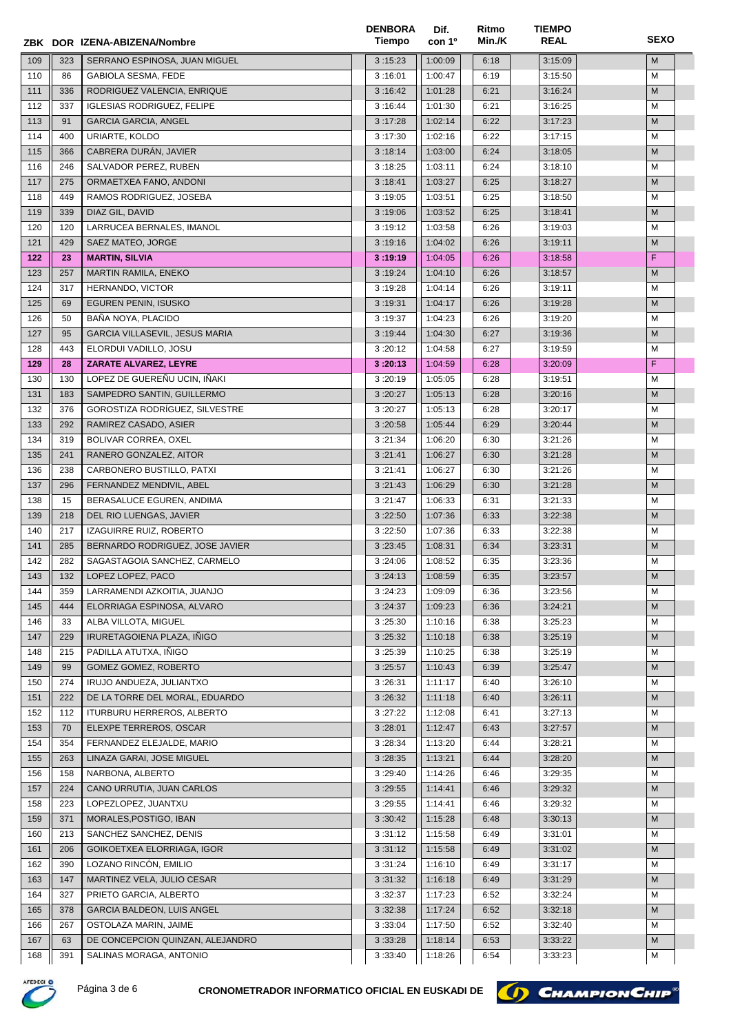| ZBK | DOR | IZENA-ABIZENA/Nombre | DENBORA Tiempo | Dif. con 1º | Ritmo Min./K | TIEMPO REAL | SEXO |
|---|---|---|---|---|---|---|---|
| 109 | 323 | SERRANO ESPINOSA, JUAN MIGUEL | 3 :15:23 | 1:00:09 | 6:18 | 3:15:09 | M |
| 110 | 86 | GABIOLA SESMA, FEDE | 3 :16:01 | 1:00:47 | 6:19 | 3:15:50 | M |
| 111 | 336 | RODRIGUEZ VALENCIA, ENRIQUE | 3 :16:42 | 1:01:28 | 6:21 | 3:16:24 | M |
| 112 | 337 | IGLESIAS RODRIGUEZ, FELIPE | 3 :16:44 | 1:01:30 | 6:21 | 3:16:25 | M |
| 113 | 91 | GARCIA GARCIA, ANGEL | 3 :17:28 | 1:02:14 | 6:22 | 3:17:23 | M |
| 114 | 400 | URIARTE, KOLDO | 3 :17:30 | 1:02:16 | 6:22 | 3:17:15 | M |
| 115 | 366 | CABRERA DURÁN, JAVIER | 3 :18:14 | 1:03:00 | 6:24 | 3:18:05 | M |
| 116 | 246 | SALVADOR PEREZ, RUBEN | 3 :18:25 | 1:03:11 | 6:24 | 3:18:10 | M |
| 117 | 275 | ORMAETXEA FANO, ANDONI | 3 :18:41 | 1:03:27 | 6:25 | 3:18:27 | M |
| 118 | 449 | RAMOS RODRIGUEZ, JOSEBA | 3 :19:05 | 1:03:51 | 6:25 | 3:18:50 | M |
| 119 | 339 | DIAZ GIL, DAVID | 3 :19:06 | 1:03:52 | 6:25 | 3:18:41 | M |
| 120 | 120 | LARRUCEA BERNALES, IMANOL | 3 :19:12 | 1:03:58 | 6:26 | 3:19:03 | M |
| 121 | 429 | SAEZ MATEO, JORGE | 3 :19:16 | 1:04:02 | 6:26 | 3:19:11 | M |
| **122** | **23** | **MARTIN, SILVIA** | **3 :19:19** | 1:04:05 | 6:26 | 3:18:58 | F |
| 123 | 257 | MARTIN RAMILA, ENEKO | 3 :19:24 | 1:04:10 | 6:26 | 3:18:57 | M |
| 124 | 317 | HERNANDO, VICTOR | 3 :19:28 | 1:04:14 | 6:26 | 3:19:11 | M |
| 125 | 69 | EGUREN PENIN, ISUSKO | 3 :19:31 | 1:04:17 | 6:26 | 3:19:28 | M |
| 126 | 50 | BAÑA NOYA, PLACIDO | 3 :19:37 | 1:04:23 | 6:26 | 3:19:20 | M |
| 127 | 95 | GARCIA VILLASEVIL, JESUS MARIA | 3 :19:44 | 1:04:30 | 6:27 | 3:19:36 | M |
| 128 | 443 | ELORDUI VADILLO, JOSU | 3 :20:12 | 1:04:58 | 6:27 | 3:19:59 | M |
| **129** | **28** | **ZARATE ALVAREZ, LEYRE** | **3 :20:13** | 1:04:59 | 6:28 | 3:20:09 | F |
| 130 | 130 | LOPEZ DE GUEREÑU UCIN, IÑAKI | 3 :20:19 | 1:05:05 | 6:28 | 3:19:51 | M |
| 131 | 183 | SAMPEDRO SANTIN, GUILLERMO | 3 :20:27 | 1:05:13 | 6:28 | 3:20:16 | M |
| 132 | 376 | GOROSTIZA RODRÍGUEZ, SILVESTRE | 3 :20:27 | 1:05:13 | 6:28 | 3:20:17 | M |
| 133 | 292 | RAMIREZ CASADO, ASIER | 3 :20:58 | 1:05:44 | 6:29 | 3:20:44 | M |
| 134 | 319 | BOLIVAR CORREA, OXEL | 3 :21:34 | 1:06:20 | 6:30 | 3:21:26 | M |
| 135 | 241 | RANERO GONZALEZ, AITOR | 3 :21:41 | 1:06:27 | 6:30 | 3:21:28 | M |
| 136 | 238 | CARBONERO BUSTILLO, PATXI | 3 :21:41 | 1:06:27 | 6:30 | 3:21:26 | M |
| 137 | 296 | FERNANDEZ MENDIVIL, ABEL | 3 :21:43 | 1:06:29 | 6:30 | 3:21:28 | M |
| 138 | 15 | BERASALUCE EGUREN, ANDIMA | 3 :21:47 | 1:06:33 | 6:31 | 3:21:33 | M |
| 139 | 218 | DEL RIO LUENGAS, JAVIER | 3 :22:50 | 1:07:36 | 6:33 | 3:22:38 | M |
| 140 | 217 | IZAGUIRRE RUIZ, ROBERTO | 3 :22:50 | 1:07:36 | 6:33 | 3:22:38 | M |
| 141 | 285 | BERNARDO RODRIGUEZ, JOSE JAVIER | 3 :23:45 | 1:08:31 | 6:34 | 3:23:31 | M |
| 142 | 282 | SAGASTAGOIA SANCHEZ, CARMELO | 3 :24:06 | 1:08:52 | 6:35 | 3:23:36 | M |
| 143 | 132 | LOPEZ LOPEZ, PACO | 3 :24:13 | 1:08:59 | 6:35 | 3:23:57 | M |
| 144 | 359 | LARRAMENDI AZKOITIA, JUANJO | 3 :24:23 | 1:09:09 | 6:36 | 3:23:56 | M |
| 145 | 444 | ELORRIAGA ESPINOSA, ALVARO | 3 :24:37 | 1:09:23 | 6:36 | 3:24:21 | M |
| 146 | 33 | ALBA VILLOTA, MIGUEL | 3 :25:30 | 1:10:16 | 6:38 | 3:25:23 | M |
| 147 | 229 | IRURETAGOIENA PLAZA, IÑIGO | 3 :25:32 | 1:10:18 | 6:38 | 3:25:19 | M |
| 148 | 215 | PADILLA ATUTXA, IÑIGO | 3 :25:39 | 1:10:25 | 6:38 | 3:25:19 | M |
| 149 | 99 | GOMEZ GOMEZ, ROBERTO | 3 :25:57 | 1:10:43 | 6:39 | 3:25:47 | M |
| 150 | 274 | IRUJO ANDUEZA, JULIANTXO | 3 :26:31 | 1:11:17 | 6:40 | 3:26:10 | M |
| 151 | 222 | DE LA TORRE DEL MORAL, EDUARDO | 3 :26:32 | 1:11:18 | 6:40 | 3:26:11 | M |
| 152 | 112 | ITURBURU HERREROS, ALBERTO | 3 :27:22 | 1:12:08 | 6:41 | 3:27:13 | M |
| 153 | 70 | ELEXPE TERREROS, OSCAR | 3 :28:01 | 1:12:47 | 6:43 | 3:27:57 | M |
| 154 | 354 | FERNANDEZ ELEJALDE, MARIO | 3 :28:34 | 1:13:20 | 6:44 | 3:28:21 | M |
| 155 | 263 | LINAZA GARAI, JOSE MIGUEL | 3 :28:35 | 1:13:21 | 6:44 | 3:28:20 | M |
| 156 | 158 | NARBONA, ALBERTO | 3 :29:40 | 1:14:26 | 6:46 | 3:29:35 | M |
| 157 | 224 | CANO URRUTIA, JUAN CARLOS | 3 :29:55 | 1:14:41 | 6:46 | 3:29:32 | M |
| 158 | 223 | LOPEZLOPEZ, JUANTXU | 3 :29:55 | 1:14:41 | 6:46 | 3:29:32 | M |
| 159 | 371 | MORALES,POSTIGO, IBAN | 3 :30:42 | 1:15:28 | 6:48 | 3:30:13 | M |
| 160 | 213 | SANCHEZ SANCHEZ, DENIS | 3 :31:12 | 1:15:58 | 6:49 | 3:31:01 | M |
| 161 | 206 | GOIKOETXEA ELORRIAGA, IGOR | 3 :31:12 | 1:15:58 | 6:49 | 3:31:02 | M |
| 162 | 390 | LOZANO RINCÓN, EMILIO | 3 :31:24 | 1:16:10 | 6:49 | 3:31:17 | M |
| 163 | 147 | MARTINEZ VELA, JULIO CESAR | 3 :31:32 | 1:16:18 | 6:49 | 3:31:29 | M |
| 164 | 327 | PRIETO GARCIA, ALBERTO | 3 :32:37 | 1:17:23 | 6:52 | 3:32:24 | M |
| 165 | 378 | GARCIA BALDEON, LUIS ANGEL | 3 :32:38 | 1:17:24 | 6:52 | 3:32:18 | M |
| 166 | 267 | OSTOLAZA MARIN, JAIME | 3 :33:04 | 1:17:50 | 6:52 | 3:32:40 | M |
| 167 | 63 | DE CONCEPCION QUINZAN, ALEJANDRO | 3 :33:28 | 1:18:14 | 6:53 | 3:33:22 | M |
| 168 | 391 | SALINAS MORAGA, ANTONIO | 3 :33:40 | 1:18:26 | 6:54 | 3:33:23 | M |

CRONOMETRADOR INFORMATICO OFICIAL EN EUSKADI DE CHAMPIONCHIP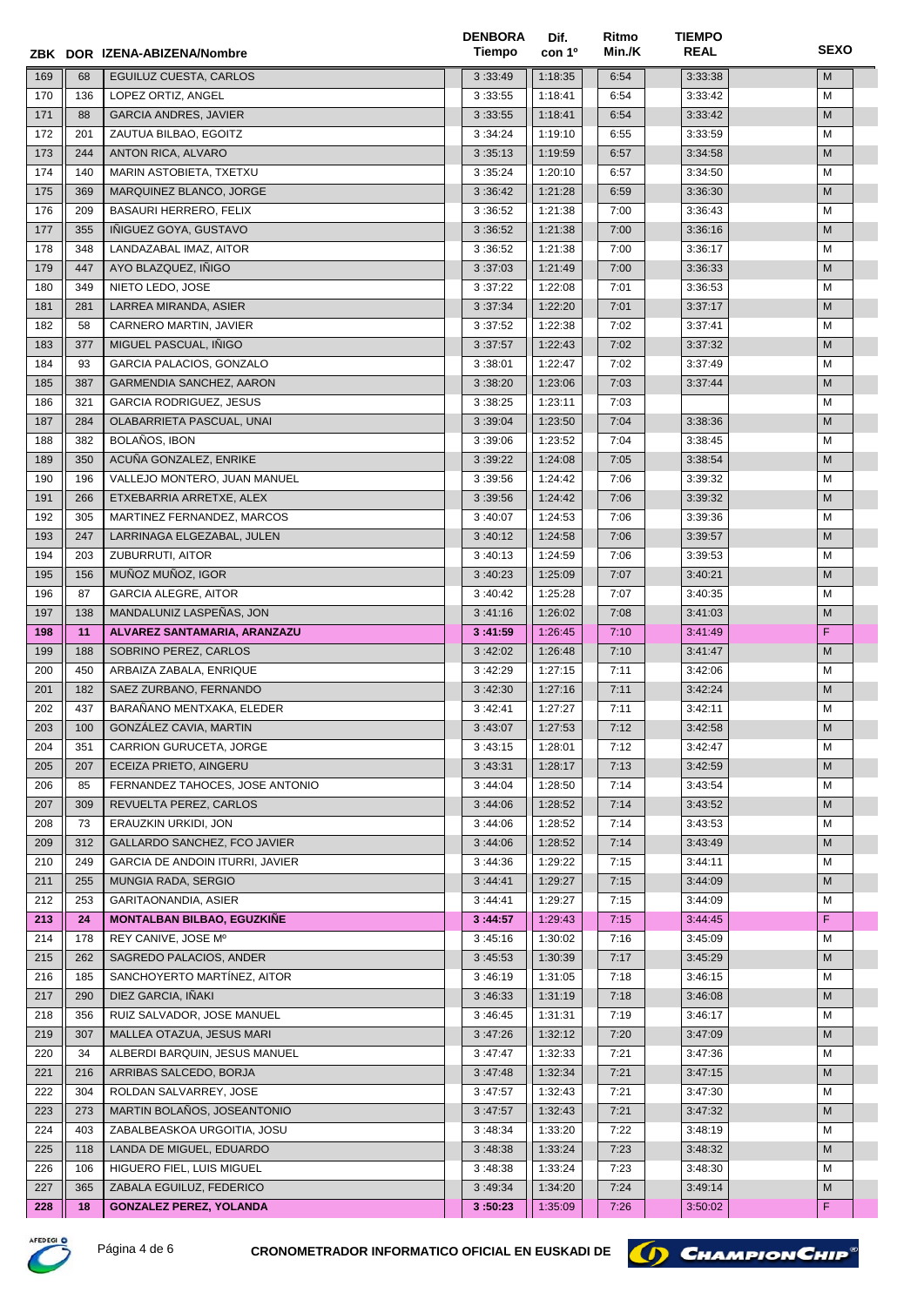| ZBK | DOR | IZENA-ABIZENA/Nombre | DENBORA Tiempo | Dif. con 1º | Ritmo Min./K | TIEMPO REAL | SEXO |
|---|---|---|---|---|---|---|---|
| 169 | 68 | EGUILUZ CUESTA, CARLOS | 3 :33:49 | 1:18:35 | 6:54 | 3:33:38 | M |
| 170 | 136 | LOPEZ ORTIZ, ANGEL | 3 :33:55 | 1:18:41 | 6:54 | 3:33:42 | M |
| 171 | 88 | GARCIA ANDRES, JAVIER | 3 :33:55 | 1:18:41 | 6:54 | 3:33:42 | M |
| 172 | 201 | ZAUTUA BILBAO, EGOITZ | 3 :34:24 | 1:19:10 | 6:55 | 3:33:59 | M |
| 173 | 244 | ANTON RICA, ALVARO | 3 :35:13 | 1:19:59 | 6:57 | 3:34:58 | M |
| 174 | 140 | MARIN ASTOBIETA, TXETXU | 3 :35:24 | 1:20:10 | 6:57 | 3:34:50 | M |
| 175 | 369 | MARQUINEZ BLANCO, JORGE | 3 :36:42 | 1:21:28 | 6:59 | 3:36:30 | M |
| 176 | 209 | BASAURI HERRERO, FELIX | 3 :36:52 | 1:21:38 | 7:00 | 3:36:43 | M |
| 177 | 355 | IÑIGUEZ GOYA, GUSTAVO | 3 :36:52 | 1:21:38 | 7:00 | 3:36:16 | M |
| 178 | 348 | LANDAZABAL IMAZ, AITOR | 3 :36:52 | 1:21:38 | 7:00 | 3:36:17 | M |
| 179 | 447 | AYO BLAZQUEZ, IÑIGO | 3 :37:03 | 1:21:49 | 7:00 | 3:36:33 | M |
| 180 | 349 | NIETO LEDO, JOSE | 3 :37:22 | 1:22:08 | 7:01 | 3:36:53 | M |
| 181 | 281 | LARREA MIRANDA, ASIER | 3 :37:34 | 1:22:20 | 7:01 | 3:37:17 | M |
| 182 | 58 | CARNERO MARTIN, JAVIER | 3 :37:52 | 1:22:38 | 7:02 | 3:37:41 | M |
| 183 | 377 | MIGUEL PASCUAL, IÑIGO | 3 :37:57 | 1:22:43 | 7:02 | 3:37:32 | M |
| 184 | 93 | GARCIA PALACIOS, GONZALO | 3 :38:01 | 1:22:47 | 7:02 | 3:37:49 | M |
| 185 | 387 | GARMENDIA SANCHEZ, AARON | 3 :38:20 | 1:23:06 | 7:03 | 3:37:44 | M |
| 186 | 321 | GARCIA RODRIGUEZ, JESUS | 3 :38:25 | 1:23:11 | 7:03 |  | M |
| 187 | 284 | OLABARRIETA PASCUAL, UNAI | 3 :39:04 | 1:23:50 | 7:04 | 3:38:36 | M |
| 188 | 382 | BOLAÑOS, IBON | 3 :39:06 | 1:23:52 | 7:04 | 3:38:45 | M |
| 189 | 350 | ACUÑA GONZALEZ, ENRIKE | 3 :39:22 | 1:24:08 | 7:05 | 3:38:54 | M |
| 190 | 196 | VALLEJO MONTERO, JUAN MANUEL | 3 :39:56 | 1:24:42 | 7:06 | 3:39:32 | M |
| 191 | 266 | ETXEBARRIA ARRETXE, ALEX | 3 :39:56 | 1:24:42 | 7:06 | 3:39:32 | M |
| 192 | 305 | MARTINEZ FERNANDEZ, MARCOS | 3 :40:07 | 1:24:53 | 7:06 | 3:39:36 | M |
| 193 | 247 | LARRINAGA ELGEZABAL, JULEN | 3 :40:12 | 1:24:58 | 7:06 | 3:39:57 | M |
| 194 | 203 | ZUBURRUTI, AITOR | 3 :40:13 | 1:24:59 | 7:06 | 3:39:53 | M |
| 195 | 156 | MUÑOZ MUÑOZ, IGOR | 3 :40:23 | 1:25:09 | 7:07 | 3:40:21 | M |
| 196 | 87 | GARCIA ALEGRE, AITOR | 3 :40:42 | 1:25:28 | 7:07 | 3:40:35 | M |
| 197 | 138 | MANDALUNIZ LASPEÑAS, JON | 3 :41:16 | 1:26:02 | 7:08 | 3:41:03 | M |
| **198** | **11** | **ALVAREZ SANTAMARIA, ARANZAZU** | **3 :41:59** | 1:26:45 | 7:10 | 3:41:49 | F |
| 199 | 188 | SOBRINO PEREZ, CARLOS | 3 :42:02 | 1:26:48 | 7:10 | 3:41:47 | M |
| 200 | 450 | ARBAIZA ZABALA, ENRIQUE | 3 :42:29 | 1:27:15 | 7:11 | 3:42:06 | M |
| 201 | 182 | SAEZ ZURBANO, FERNANDO | 3 :42:30 | 1:27:16 | 7:11 | 3:42:24 | M |
| 202 | 437 | BARAÑANO MENTXAKA, ELEDER | 3 :42:41 | 1:27:27 | 7:11 | 3:42:11 | M |
| 203 | 100 | GONZÁLEZ CAVIA, MARTIN | 3 :43:07 | 1:27:53 | 7:12 | 3:42:58 | M |
| 204 | 351 | CARRION GURUCETA, JORGE | 3 :43:15 | 1:28:01 | 7:12 | 3:42:47 | M |
| 205 | 207 | ECEIZA PRIETO, AINGERU | 3 :43:31 | 1:28:17 | 7:13 | 3:42:59 | M |
| 206 | 85 | FERNANDEZ TAHOCES, JOSE ANTONIO | 3 :44:04 | 1:28:50 | 7:14 | 3:43:54 | M |
| 207 | 309 | REVUELTA PEREZ, CARLOS | 3 :44:06 | 1:28:52 | 7:14 | 3:43:52 | M |
| 208 | 73 | ERAUZKIN URKIDI, JON | 3 :44:06 | 1:28:52 | 7:14 | 3:43:53 | M |
| 209 | 312 | GALLARDO SANCHEZ, FCO JAVIER | 3 :44:06 | 1:28:52 | 7:14 | 3:43:49 | M |
| 210 | 249 | GARCIA DE ANDOIN ITURRI, JAVIER | 3 :44:36 | 1:29:22 | 7:15 | 3:44:11 | M |
| 211 | 255 | MUNGIA RADA, SERGIO | 3 :44:41 | 1:29:27 | 7:15 | 3:44:09 | M |
| 212 | 253 | GARITAONANDIA, ASIER | 3 :44:41 | 1:29:27 | 7:15 | 3:44:09 | M |
| **213** | **24** | **MONTALBAN BILBAO, EGUZKIÑE** | **3 :44:57** | 1:29:43 | 7:15 | 3:44:45 | F |
| 214 | 178 | REY CANIVE, JOSE Mº | 3 :45:16 | 1:30:02 | 7:16 | 3:45:09 | M |
| 215 | 262 | SAGREDO PALACIOS, ANDER | 3 :45:53 | 1:30:39 | 7:17 | 3:45:29 | M |
| 216 | 185 | SANCHOYERTO MARTÍNEZ, AITOR | 3 :46:19 | 1:31:05 | 7:18 | 3:46:15 | M |
| 217 | 290 | DIEZ GARCIA, IÑAKI | 3 :46:33 | 1:31:19 | 7:18 | 3:46:08 | M |
| 218 | 356 | RUIZ SALVADOR, JOSE MANUEL | 3 :46:45 | 1:31:31 | 7:19 | 3:46:17 | M |
| 219 | 307 | MALLEA OTAZUA, JESUS MARI | 3 :47:26 | 1:32:12 | 7:20 | 3:47:09 | M |
| 220 | 34 | ALBERDI BARQUIN, JESUS MANUEL | 3 :47:47 | 1:32:33 | 7:21 | 3:47:36 | M |
| 221 | 216 | ARRIBAS SALCEDO, BORJA | 3 :47:48 | 1:32:34 | 7:21 | 3:47:15 | M |
| 222 | 304 | ROLDAN SALVARREY, JOSE | 3 :47:57 | 1:32:43 | 7:21 | 3:47:30 | M |
| 223 | 273 | MARTIN BOLAÑOS, JOSEANTONIO | 3 :47:57 | 1:32:43 | 7:21 | 3:47:32 | M |
| 224 | 403 | ZABALBEASKOA URGOITIA, JOSU | 3 :48:34 | 1:33:20 | 7:22 | 3:48:19 | M |
| 225 | 118 | LANDA DE MIGUEL, EDUARDO | 3 :48:38 | 1:33:24 | 7:23 | 3:48:32 | M |
| 226 | 106 | HIGUERO FIEL, LUIS MIGUEL | 3 :48:38 | 1:33:24 | 7:23 | 3:48:30 | M |
| 227 | 365 | ZABALA EGUILUZ, FEDERICO | 3 :49:34 | 1:34:20 | 7:24 | 3:49:14 | M |
| **228** | **18** | **GONZALEZ PEREZ, YOLANDA** | **3 :50:23** | 1:35:09 | 7:26 | 3:50:02 | F |

CRONOMETRADOR INFORMATICO OFICIAL EN EUSKADI DE CHAMPIONCHIP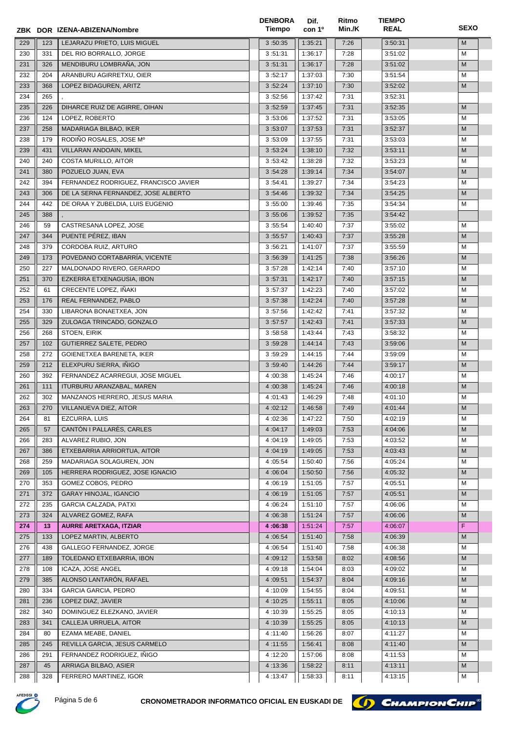| ZBK | DOR | IZENA-ABIZENA/Nombre | DENBORA Tiempo | Dif. con 1º | Ritmo Min./K | TIEMPO REAL | SEXO |
|---|---|---|---|---|---|---|---|
| 229 | 123 | LEJARAZU PRIETO, LUIS MIGUEL | 3 :50:35 | 1:35:21 | 7:26 | 3:50:31 | M |
| 230 | 331 | DEL RIO BORRALLO, JORGE | 3 :51:31 | 1:36:17 | 7:28 | 3:51:02 | M |
| 231 | 326 | MENDIBURU LOMBRAÑA, JON | 3 :51:31 | 1:36:17 | 7:28 | 3:51:02 | M |
| 232 | 204 | ARANBURU AGIRRETXU, OIER | 3 :52:17 | 1:37:03 | 7:30 | 3:51:54 | M |
| 233 | 368 | LOPEZ BIDAGUREN, ARITZ | 3 :52:24 | 1:37:10 | 7:30 | 3:52:02 | M |
| 234 | 265 | , | 3 :52:56 | 1:37:42 | 7:31 | 3:52:31 | |
| 235 | 226 | DIHARCE RUIZ DE AGIRRE, OIHAN | 3 :52:59 | 1:37:45 | 7:31 | 3:52:35 | M |
| 236 | 124 | LOPEZ, ROBERTO | 3 :53:06 | 1:37:52 | 7:31 | 3:53:05 | M |
| 237 | 258 | MADARIAGA BILBAO, IKER | 3 :53:07 | 1:37:53 | 7:31 | 3:52:37 | M |
| 238 | 179 | RODIÑO ROSALES, JOSE Mº | 3 :53:09 | 1:37:55 | 7:31 | 3:53:03 | M |
| 239 | 431 | VILLARAN ANDOAIN, MIKEL | 3 :53:24 | 1:38:10 | 7:32 | 3:53:11 | M |
| 240 | 240 | COSTA MURILLO, AITOR | 3 :53:42 | 1:38:28 | 7:32 | 3:53:23 | M |
| 241 | 380 | POZUELO JUAN, EVA | 3 :54:28 | 1:39:14 | 7:34 | 3:54:07 | M |
| 242 | 394 | FERNANDEZ RODRIGUEZ, FRANCISCO JAVIER | 3 :54:41 | 1:39:27 | 7:34 | 3:54:23 | M |
| 243 | 306 | DE LA SERNA FERNANDEZ, JOSE ALBERTO | 3 :54:46 | 1:39:32 | 7:34 | 3:54:25 | M |
| 244 | 442 | DE ORAA Y ZUBELDIA, LUIS EUGENIO | 3 :55:00 | 1:39:46 | 7:35 | 3:54:34 | M |
| 245 | 388 | , | 3 :55:06 | 1:39:52 | 7:35 | 3:54:42 | |
| 246 | 59 | CASTRESANA LOPEZ, JOSE | 3 :55:54 | 1:40:40 | 7:37 | 3:55:02 | M |
| 247 | 344 | PUENTE PÉREZ, IBAN | 3 :55:57 | 1:40:43 | 7:37 | 3:55:28 | M |
| 248 | 379 | CORDOBA RUIZ, ARTURO | 3 :56:21 | 1:41:07 | 7:37 | 3:55:59 | M |
| 249 | 173 | POVEDANO CORTABARRÍA, VICENTE | 3 :56:39 | 1:41:25 | 7:38 | 3:56:26 | M |
| 250 | 227 | MALDONADO RIVERO, GERARDO | 3 :57:28 | 1:42:14 | 7:40 | 3:57:10 | M |
| 251 | 370 | EZKERRA ETXENAGUSIA, IBON | 3 :57:31 | 1:42:17 | 7:40 | 3:57:15 | M |
| 252 | 61 | CRECENTE LOPEZ, IÑAKI | 3 :57:37 | 1:42:23 | 7:40 | 3:57:02 | M |
| 253 | 176 | REAL FERNANDEZ, PABLO | 3 :57:38 | 1:42:24 | 7:40 | 3:57:28 | M |
| 254 | 330 | LIBARONA BONAETXEA, JON | 3 :57:56 | 1:42:42 | 7:41 | 3:57:32 | M |
| 255 | 329 | ZULOAGA TRINCADO, GONZALO | 3 :57:57 | 1:42:43 | 7:41 | 3:57:33 | M |
| 256 | 268 | STOEN, EIRIK | 3 :58:58 | 1:43:44 | 7:43 | 3:58:32 | M |
| 257 | 102 | GUTIERREZ SALETE, PEDRO | 3 :59:28 | 1:44:14 | 7:43 | 3:59:06 | M |
| 258 | 272 | GOIENETXEA BARENETA, IKER | 3 :59:29 | 1:44:15 | 7:44 | 3:59:09 | M |
| 259 | 212 | ELEXPURU SIERRA, IÑIGO | 3 :59:40 | 1:44:26 | 7:44 | 3:59:17 | M |
| 260 | 392 | FERNANDEZ ACARREGUI, JOSE MIGUEL | 4 :00:38 | 1:45:24 | 7:46 | 4:00:17 | M |
| 261 | 111 | ITURBURU ARANZABAL, MAREN | 4 :00:38 | 1:45:24 | 7:46 | 4:00:18 | M |
| 262 | 302 | MANZANOS HERRERO, JESUS MARIA | 4 :01:43 | 1:46:29 | 7:48 | 4:01:10 | M |
| 263 | 270 | VILLANUEVA DIEZ, AITOR | 4 :02:12 | 1:46:58 | 7:49 | 4:01:44 | M |
| 264 | 81 | EZCURRA, LUIS | 4 :02:36 | 1:47:22 | 7:50 | 4:02:19 | M |
| 265 | 57 | CANTÓN I PALLARÈS, CARLES | 4 :04:17 | 1:49:03 | 7:53 | 4:04:06 | M |
| 266 | 283 | ALVAREZ RUBIO, JON | 4 :04:19 | 1:49:05 | 7:53 | 4:03:52 | M |
| 267 | 386 | ETXEBARRIA ARRIORTUA, AITOR | 4 :04:19 | 1:49:05 | 7:53 | 4:03:43 | M |
| 268 | 259 | MADARIAGA SOLAGUREN, JON | 4 :05:54 | 1:50:40 | 7:56 | 4:05:24 | M |
| 269 | 105 | HERRERA RODRIGUEZ, JOSE IGNACIO | 4 :06:04 | 1:50:50 | 7:56 | 4:05:32 | M |
| 270 | 353 | GOMEZ COBOS, PEDRO | 4 :06:19 | 1:51:05 | 7:57 | 4:05:51 | M |
| 271 | 372 | GARAY HINOJAL, IGANCIO | 4 :06:19 | 1:51:05 | 7:57 | 4:05:51 | M |
| 272 | 235 | GARCIA CALZADA, PATXI | 4 :06:24 | 1:51:10 | 7:57 | 4:06:06 | M |
| 273 | 324 | ALVAREZ GOMEZ, RAFA | 4 :06:38 | 1:51:24 | 7:57 | 4:06:06 | M |
| **274** | **13** | **AURRE ARETXAGA, ITZIAR** | **4 :06:38** | 1:51:24 | 7:57 | 4:06:07 | F |
| 275 | 133 | LOPEZ MARTIN, ALBERTO | 4 :06:54 | 1:51:40 | 7:58 | 4:06:39 | M |
| 276 | 438 | GALLEGO FERNANDEZ, JORGE | 4 :06:54 | 1:51:40 | 7:58 | 4:06:38 | M |
| 277 | 189 | TOLEDANO ETXEBARRIA, IBON | 4 :09:12 | 1:53:58 | 8:02 | 4:08:56 | M |
| 278 | 108 | ICAZA, JOSE ANGEL | 4 :09:18 | 1:54:04 | 8:03 | 4:09:02 | M |
| 279 | 385 | ALONSO LANTARÓN, RAFAEL | 4 :09:51 | 1:54:37 | 8:04 | 4:09:16 | M |
| 280 | 334 | GARCIA GARCIA, PEDRO | 4 :10:09 | 1:54:55 | 8:04 | 4:09:51 | M |
| 281 | 236 | LOPEZ DIAZ, JAVIER | 4 :10:25 | 1:55:11 | 8:05 | 4:10:06 | M |
| 282 | 340 | DOMINGUEZ ELEZKANO, JAVIER | 4 :10:39 | 1:55:25 | 8:05 | 4:10:13 | M |
| 283 | 341 | CALLEJA URRUELA, AITOR | 4 :10:39 | 1:55:25 | 8:05 | 4:10:13 | M |
| 284 | 80 | EZAMA MEABE, DANIEL | 4 :11:40 | 1:56:26 | 8:07 | 4:11:27 | M |
| 285 | 245 | REVILLA GARCIA, JESUS CARMELO | 4 :11:55 | 1:56:41 | 8:08 | 4:11:40 | M |
| 286 | 291 | FERNANDEZ RODRIGUEZ, IÑIGO | 4 :12:20 | 1:57:06 | 8:08 | 4:11:53 | M |
| 287 | 45 | ARRIAGA BILBAO, ASIER | 4 :13:36 | 1:58:22 | 8:11 | 4:13:11 | M |
| 288 | 328 | FERRERO MARTINEZ, IGOR | 4 :13:47 | 1:58:33 | 8:11 | 4:13:15 | M |

CRONOMETRADOR INFORMATICO OFICIAL EN EUSKADI DE CHAMPIONCHIP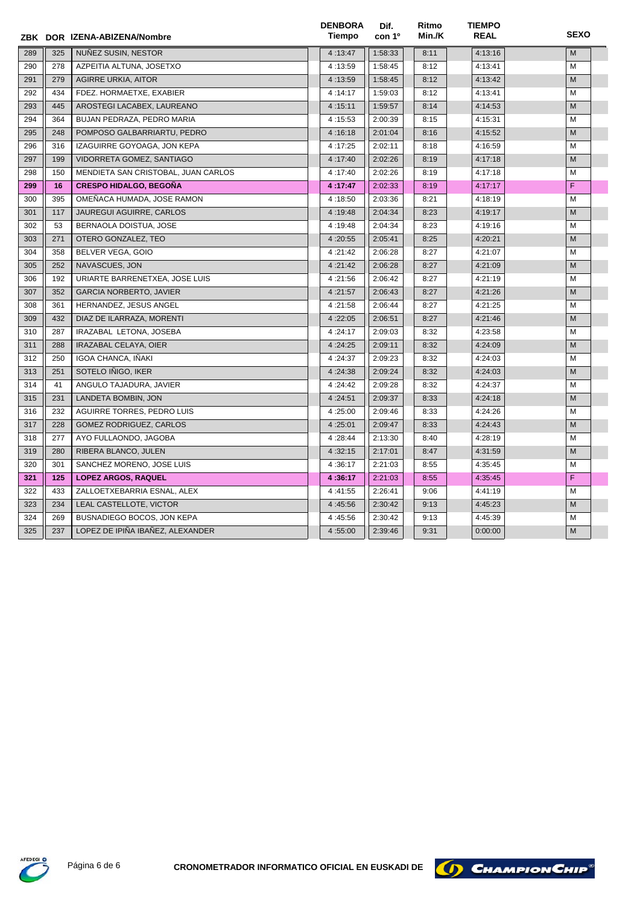| ZBK | DOR | IZENA-ABIZENA/Nombre | DENBORA Tiempo | Dif. con 1º | Ritmo Min./K | TIEMPO REAL | SEXO |
|---|---|---|---|---|---|---|---|
| 289 | 325 | NUÑEZ SUSIN, NESTOR | 4 :13:47 | 1:58:33 | 8:11 | 4:13:16 | M |
| 290 | 278 | AZPEITIA ALTUNA, JOSETXO | 4 :13:59 | 1:58:45 | 8:12 | 4:13:41 | M |
| 291 | 279 | AGIRRE URKIA, AITOR | 4 :13:59 | 1:58:45 | 8:12 | 4:13:42 | M |
| 292 | 434 | FDEZ. HORMAETXE, EXABIER | 4 :14:17 | 1:59:03 | 8:12 | 4:13:41 | M |
| 293 | 445 | AROSTEGI LACABEX, LAUREANO | 4 :15:11 | 1:59:57 | 8:14 | 4:14:53 | M |
| 294 | 364 | BUJAN PEDRAZA, PEDRO MARIA | 4 :15:53 | 2:00:39 | 8:15 | 4:15:31 | M |
| 295 | 248 | POMPOSO GALBARRIARTU, PEDRO | 4 :16:18 | 2:01:04 | 8:16 | 4:15:52 | M |
| 296 | 316 | IZAGUIRRE GOYOAGA, JON KEPA | 4 :17:25 | 2:02:11 | 8:18 | 4:16:59 | M |
| 297 | 199 | VIDORRETA GOMEZ, SANTIAGO | 4 :17:40 | 2:02:26 | 8:19 | 4:17:18 | M |
| 298 | 150 | MENDIETA SAN CRISTOBAL, JUAN CARLOS | 4 :17:40 | 2:02:26 | 8:19 | 4:17:18 | M |
| **299** | **16** | **CRESPO HIDALGO, BEGOÑA** | **4 :17:47** | 2:02:33 | 8:19 | 4:17:17 | F |
| 300 | 395 | OMEÑACA HUMADA, JOSE RAMON | 4 :18:50 | 2:03:36 | 8:21 | 4:18:19 | M |
| 301 | 117 | JAUREGUI AGUIRRE, CARLOS | 4 :19:48 | 2:04:34 | 8:23 | 4:19:17 | M |
| 302 | 53 | BERNAOLA DOISTUA, JOSE | 4 :19:48 | 2:04:34 | 8:23 | 4:19:16 | M |
| 303 | 271 | OTERO GONZALEZ, TEO | 4 :20:55 | 2:05:41 | 8:25 | 4:20:21 | M |
| 304 | 358 | BELVER VEGA, GOIO | 4 :21:42 | 2:06:28 | 8:27 | 4:21:07 | M |
| 305 | 252 | NAVASCUES, JON | 4 :21:42 | 2:06:28 | 8:27 | 4:21:09 | M |
| 306 | 192 | URIARTE BARRENETXEA, JOSE LUIS | 4 :21:56 | 2:06:42 | 8:27 | 4:21:19 | M |
| 307 | 352 | GARCIA NORBERTO, JAVIER | 4 :21:57 | 2:06:43 | 8:27 | 4:21:26 | M |
| 308 | 361 | HERNANDEZ, JESUS ANGEL | 4 :21:58 | 2:06:44 | 8:27 | 4:21:25 | M |
| 309 | 432 | DIAZ DE ILARRAZA, MORENTI | 4 :22:05 | 2:06:51 | 8:27 | 4:21:46 | M |
| 310 | 287 | IRAZABAL LETONA, JOSEBA | 4 :24:17 | 2:09:03 | 8:32 | 4:23:58 | M |
| 311 | 288 | IRAZABAL CELAYA, OIER | 4 :24:25 | 2:09:11 | 8:32 | 4:24:09 | M |
| 312 | 250 | IGOA CHANCA, IÑAKI | 4 :24:37 | 2:09:23 | 8:32 | 4:24:03 | M |
| 313 | 251 | SOTELO IÑIGO, IKER | 4 :24:38 | 2:09:24 | 8:32 | 4:24:03 | M |
| 314 | 41 | ANGULO TAJADURA, JAVIER | 4 :24:42 | 2:09:28 | 8:32 | 4:24:37 | M |
| 315 | 231 | LANDETA BOMBIN, JON | 4 :24:51 | 2:09:37 | 8:33 | 4:24:18 | M |
| 316 | 232 | AGUIRRE TORRES, PEDRO LUIS | 4 :25:00 | 2:09:46 | 8:33 | 4:24:26 | M |
| 317 | 228 | GOMEZ RODRIGUEZ, CARLOS | 4 :25:01 | 2:09:47 | 8:33 | 4:24:43 | M |
| 318 | 277 | AYO FULLAONDO, JAGOBA | 4 :28:44 | 2:13:30 | 8:40 | 4:28:19 | M |
| 319 | 280 | RIBERA BLANCO, JULEN | 4 :32:15 | 2:17:01 | 8:47 | 4:31:59 | M |
| 320 | 301 | SANCHEZ MORENO, JOSE LUIS | 4 :36:17 | 2:21:03 | 8:55 | 4:35:45 | M |
| **321** | **125** | **LOPEZ ARGOS, RAQUEL** | **4 :36:17** | 2:21:03 | 8:55 | 4:35:45 | F |
| 322 | 433 | ZALLOETXEBARRIA ESNAL, ALEX | 4 :41:55 | 2:26:41 | 9:06 | 4:41:19 | M |
| 323 | 234 | LEAL CASTELLOTE, VICTOR | 4 :45:56 | 2:30:42 | 9:13 | 4:45:23 | M |
| 324 | 269 | BUSNADIEGO BOCOS, JON KEPA | 4 :45:56 | 2:30:42 | 9:13 | 4:45:39 | M |
| 325 | 237 | LOPEZ DE IPIÑA IBAÑEZ, ALEXANDER | 4 :55:00 | 2:39:46 | 9:31 | 0:00:00 | M |

CRONOMETRADOR INFORMATICO OFICIAL EN EUSKADI DE CHAMPIONCHIP